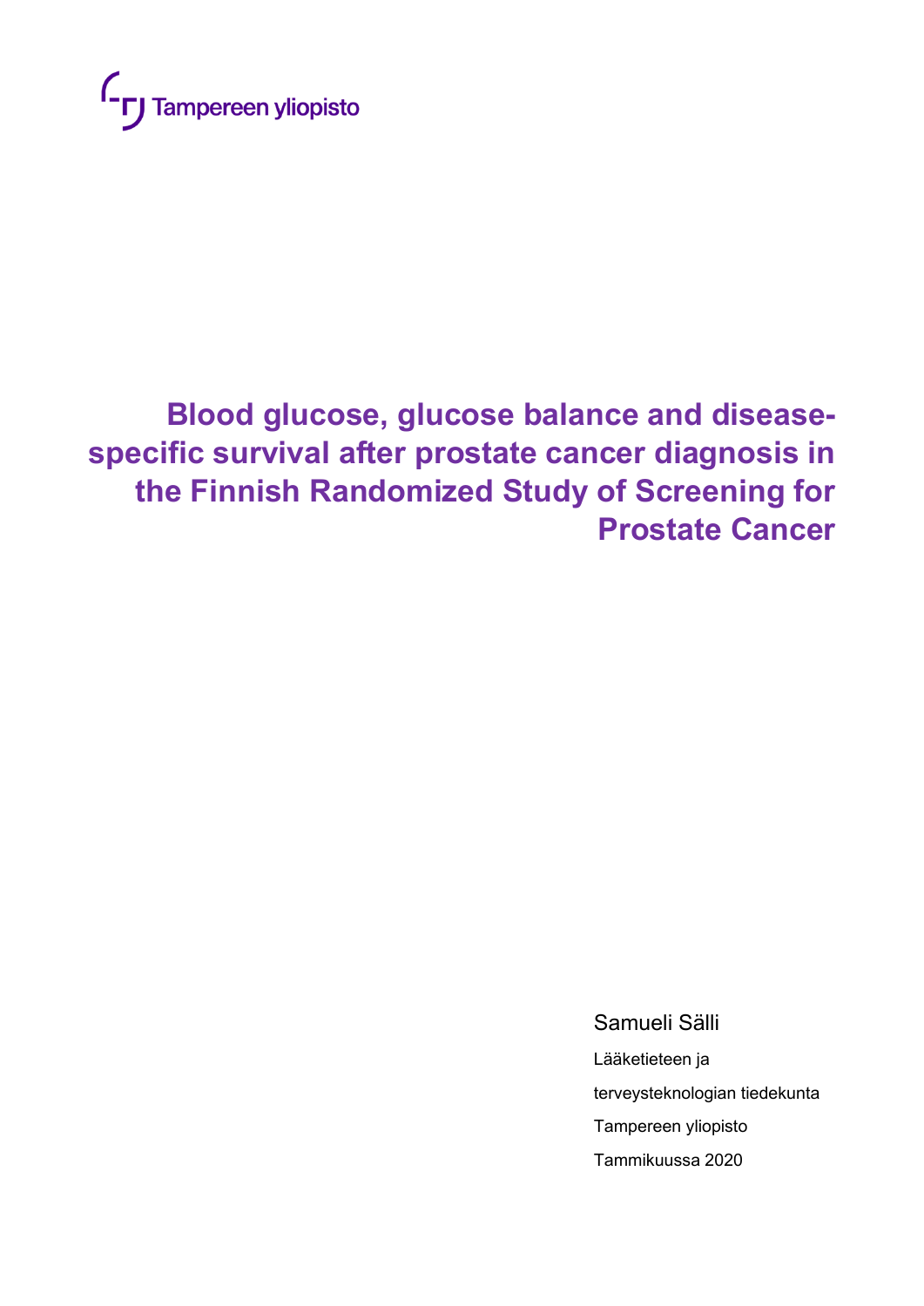Tampereen yliopisto

# Blood glucose, glucose balance and disease-specific survival after prostate cancer diagnosis in the Finnish Randomized Study of Screening for Prostate Cancer

Samueli Sälli

Lääketieteen ja

terveysteknologian tiedekunta

Tampereen yliopisto

Tammikuussa 2020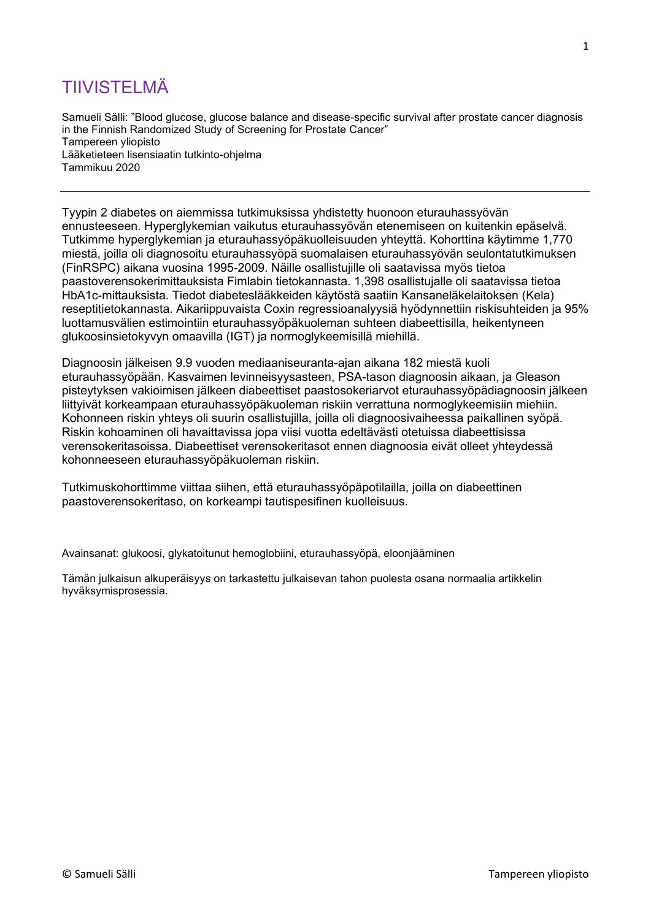# TIIVISTELMÄ

Samueli Sälli: "Blood glucose, glucose balance and disease-specific survival after prostate cancer diagnosis in the Finnish Randomized Study of Screening for Prostate Cancer"
Tampereen yliopisto
Lääketieteen lisensiaatin tutkinto-ohjelma
Tammikuu 2020

---

Tyypin 2 diabetes on aiemmissa tutkimuksissa yhdistetty huonoon eturauhassyövän ennusteeseen. Hyperglykemian vaikutus eturauhassyövän etenemiseen on kuitenkin epäselvä. Tutkimme hyperglykemian ja eturauhassyöpäkuolleisuuden yhteyttä. Kohorttina käytimme 1,770 miestä, joilla oli diagnosoitu eturauhassyöpä suomalaisen eturauhassyövän seulontatutkimuksen (FinRSPC) aikana vuosina 1995-2009. Näille osallistujille oli saatavissa myös tietoa paastoverensokerimittauksista Fimlabin tietokannasta. 1,398 osallistujalle oli saatavissa tietoa HbA1c-mittauksista. Tiedot diabeteslääkkeiden käytöstä saatiin Kansaneläkelaitoksen (Kela) reseptitietokannasta. Aikariippuvaista Coxin regressioanalyysiä hyödynnettiin riskisuhteiden ja 95% luottamusvälien estimointiin eturauhassyöpäkuoleman suhteen diabeettisilla, heikentyneen glukoosinsietokyvyn omaavilla (IGT) ja normoglykeemisillä miehillä.

Diagnoosin jälkeisen 9.9 vuoden mediaaniseuranta-ajan aikana 182 miestä kuoli eturauhassyöpään. Kasvaimen levinneisyysasteen, PSA-tason diagnoosin aikaan, ja Gleason pisteytyksen vakioimisen jälkeen diabeettiset paastosokeriarvot eturauhassyöpädiagnoosin jälkeen liittyivät korkeampaan eturauhassyöpäkuoleman riskiin verrattuna normoglykeemisiin miehiin. Kohonneen riskin yhteys oli suurin osallistujilla, joilla oli diagnoosivaiheessa paikallinen syöpä. Riskin kohoaminen oli havaittavissa jopa viisi vuotta edeltävästi otetuissa diabeettisissa verensokeritasoissa. Diabeettiset verensokeritasot ennen diagnoosia eivät olleet yhteydessä kohonneeseen eturauhassyöpäkuoleman riskiin.

Tutkimuskohorttimme viittaa siihen, että eturauhassyöpäpotilailla, joilla on diabeettinen paastoverensokeritaso, on korkeampi tautispesifinen kuolleisuus.

Avainsanat: glukoosi, glykatoitunut hemoglobiini, eturauhassyöpä, eloonjääminen

Tämän julkaisun alkuperäisyys on tarkastettu julkaisevan tahon puolesta osana normaalia artikkelin hyväksymisprosessia.

© Samueli Sälli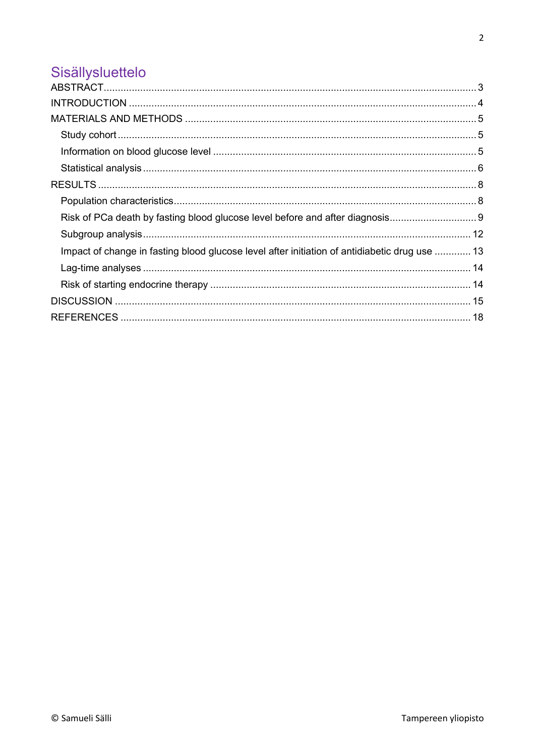# Sisällysluettelo

ABSTRACT .......... 3

INTRODUCTION .......... 4

MATERIALS AND METHODS .......... 5

- Study cohort .......... 5
- Information on blood glucose level .......... 5
- Statistical analysis .......... 6

RESULTS .......... 8

- Population characteristics .......... 8
- Risk of PCa death by fasting blood glucose level before and after diagnosis .......... 9
- Subgroup analysis .......... 12
- Impact of change in fasting blood glucose level after initiation of antidiabetic drug use .......... 13
- Lag-time analyses .......... 14
- Risk of starting endocrine therapy .......... 14

DISCUSSION .......... 15

REFERENCES .......... 18

© Samueli Sälli

Tampereen yliopisto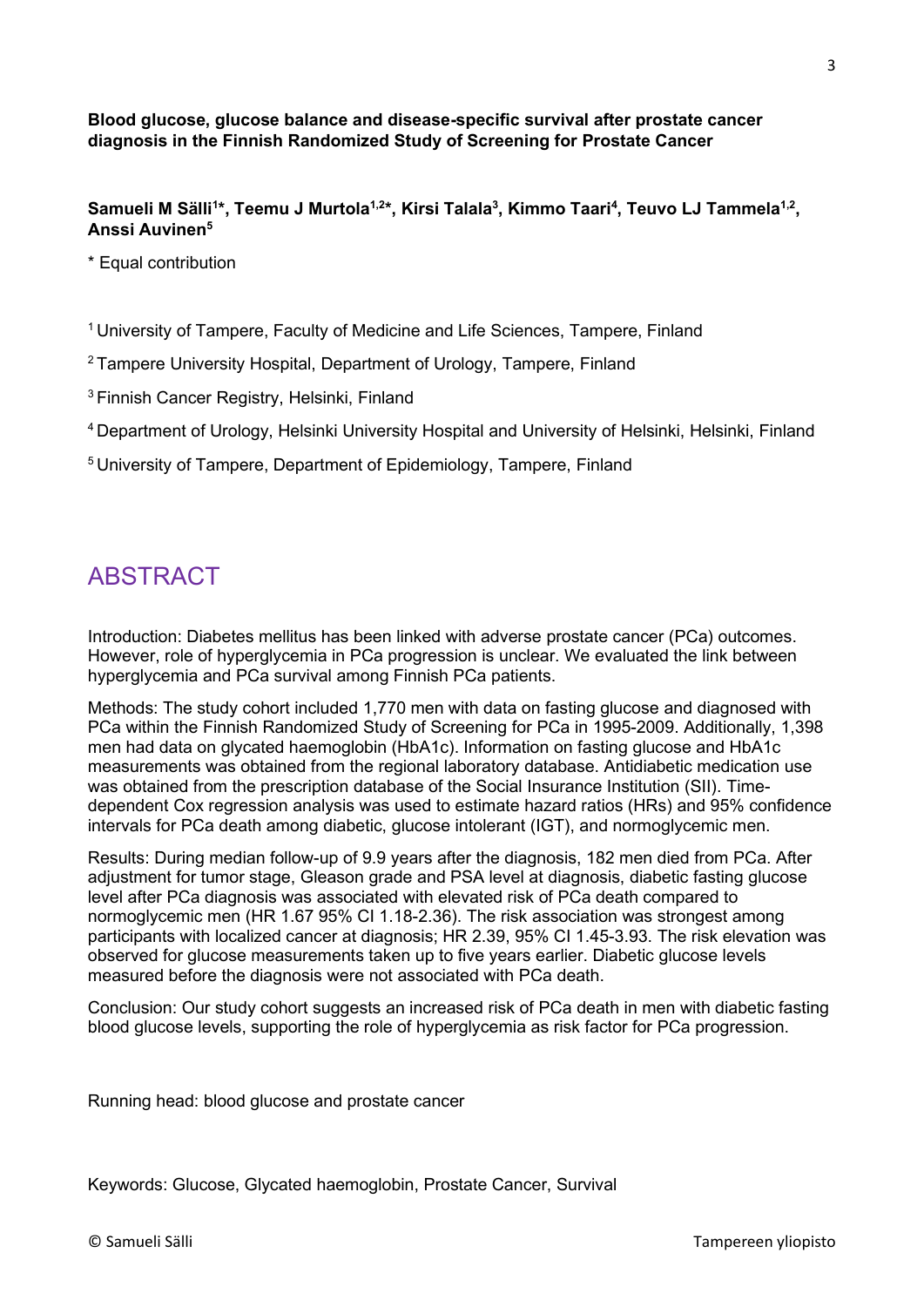**Blood glucose, glucose balance and disease-specific survival after prostate cancer diagnosis in the Finnish Randomized Study of Screening for Prostate Cancer**

**Samueli M Sälli[1]\*, Teemu J Murtola[1,2]\*, Kirsi Talala[3], Kimmo Taari[4], Teuvo LJ Tammela[1,2], Anssi Auvinen[5]**

\* Equal contribution

[1] University of Tampere, Faculty of Medicine and Life Sciences, Tampere, Finland

[2] Tampere University Hospital, Department of Urology, Tampere, Finland

[3] Finnish Cancer Registry, Helsinki, Finland

[4] Department of Urology, Helsinki University Hospital and University of Helsinki, Helsinki, Finland

[5] University of Tampere, Department of Epidemiology, Tampere, Finland

## ABSTRACT

Introduction: Diabetes mellitus has been linked with adverse prostate cancer (PCa) outcomes. However, role of hyperglycemia in PCa progression is unclear. We evaluated the link between hyperglycemia and PCa survival among Finnish PCa patients.

Methods: The study cohort included 1,770 men with data on fasting glucose and diagnosed with PCa within the Finnish Randomized Study of Screening for PCa in 1995-2009. Additionally, 1,398 men had data on glycated haemoglobin (HbA1c). Information on fasting glucose and HbA1c measurements was obtained from the regional laboratory database. Antidiabetic medication use was obtained from the prescription database of the Social Insurance Institution (SII). Time-dependent Cox regression analysis was used to estimate hazard ratios (HRs) and 95% confidence intervals for PCa death among diabetic, glucose intolerant (IGT), and normoglycemic men.

Results: During median follow-up of 9.9 years after the diagnosis, 182 men died from PCa. After adjustment for tumor stage, Gleason grade and PSA level at diagnosis, diabetic fasting glucose level after PCa diagnosis was associated with elevated risk of PCa death compared to normoglycemic men (HR 1.67 95% CI 1.18-2.36). The risk association was strongest among participants with localized cancer at diagnosis; HR 2.39, 95% CI 1.45-3.93. The risk elevation was observed for glucose measurements taken up to five years earlier. Diabetic glucose levels measured before the diagnosis were not associated with PCa death.

Conclusion: Our study cohort suggests an increased risk of PCa death in men with diabetic fasting blood glucose levels, supporting the role of hyperglycemia as risk factor for PCa progression.

Running head: blood glucose and prostate cancer

Keywords: Glucose, Glycated haemoglobin, Prostate Cancer, Survival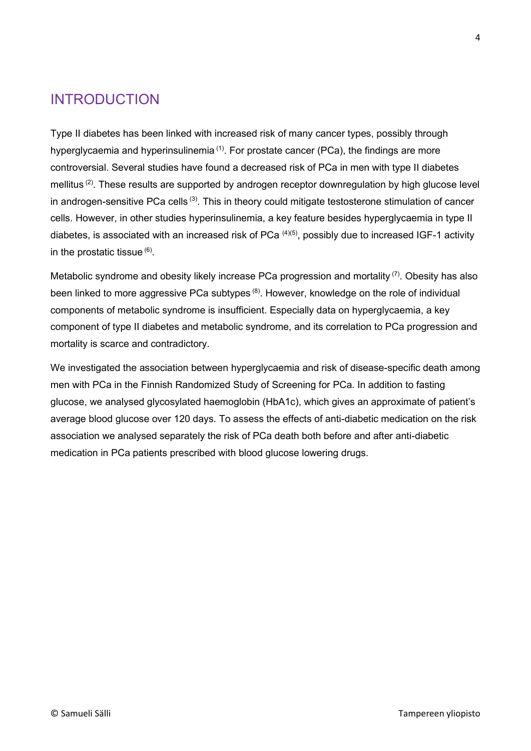# INTRODUCTION

Type II diabetes has been linked with increased risk of many cancer types, possibly through hyperglycaemia and hyperinsulinemia [1]. For prostate cancer (PCa), the findings are more controversial. Several studies have found a decreased risk of PCa in men with type II diabetes mellitus [2]. These results are supported by androgen receptor downregulation by high glucose level in androgen-sensitive PCa cells [3]. This in theory could mitigate testosterone stimulation of cancer cells. However, in other studies hyperinsulinemia, a key feature besides hyperglycaemia in type II diabetes, is associated with an increased risk of PCa [4][5], possibly due to increased IGF-1 activity in the prostatic tissue [6].

Metabolic syndrome and obesity likely increase PCa progression and mortality [7]. Obesity has also been linked to more aggressive PCa subtypes [8]. However, knowledge on the role of individual components of metabolic syndrome is insufficient. Especially data on hyperglycaemia, a key component of type II diabetes and metabolic syndrome, and its correlation to PCa progression and mortality is scarce and contradictory.

We investigated the association between hyperglycaemia and risk of disease-specific death among men with PCa in the Finnish Randomized Study of Screening for PCa. In addition to fasting glucose, we analysed glycosylated haemoglobin (HbA1c), which gives an approximate of patient's average blood glucose over 120 days. To assess the effects of anti-diabetic medication on the risk association we analysed separately the risk of PCa death both before and after anti-diabetic medication in PCa patients prescribed with blood glucose lowering drugs.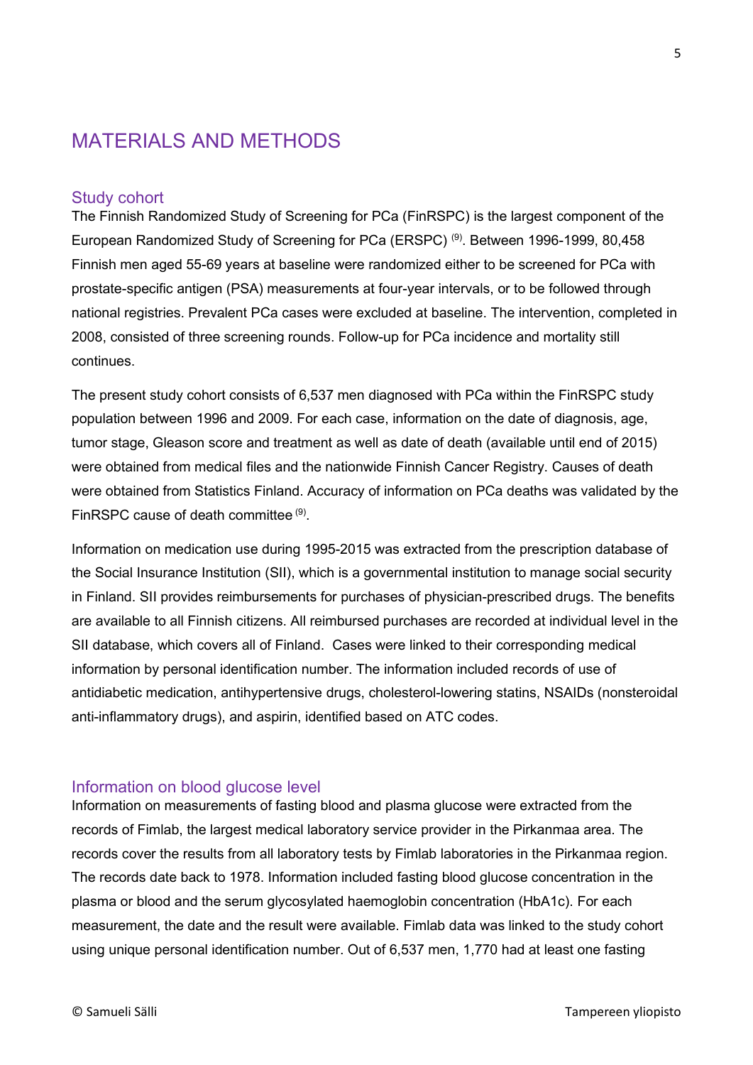# MATERIALS AND METHODS

## Study cohort

The Finnish Randomized Study of Screening for PCa (FinRSPC) is the largest component of the European Randomized Study of Screening for PCa (ERSPC) [9]. Between 1996-1999, 80,458 Finnish men aged 55-69 years at baseline were randomized either to be screened for PCa with prostate-specific antigen (PSA) measurements at four-year intervals, or to be followed through national registries. Prevalent PCa cases were excluded at baseline. The intervention, completed in 2008, consisted of three screening rounds. Follow-up for PCa incidence and mortality still continues.

The present study cohort consists of 6,537 men diagnosed with PCa within the FinRSPC study population between 1996 and 2009. For each case, information on the date of diagnosis, age, tumor stage, Gleason score and treatment as well as date of death (available until end of 2015) were obtained from medical files and the nationwide Finnish Cancer Registry. Causes of death were obtained from Statistics Finland. Accuracy of information on PCa deaths was validated by the FinRSPC cause of death committee [9].

Information on medication use during 1995-2015 was extracted from the prescription database of the Social Insurance Institution (SII), which is a governmental institution to manage social security in Finland. SII provides reimbursements for purchases of physician-prescribed drugs. The benefits are available to all Finnish citizens. All reimbursed purchases are recorded at individual level in the SII database, which covers all of Finland. Cases were linked to their corresponding medical information by personal identification number. The information included records of use of antidiabetic medication, antihypertensive drugs, cholesterol-lowering statins, NSAIDs (nonsteroidal anti-inflammatory drugs), and aspirin, identified based on ATC codes.

## Information on blood glucose level

Information on measurements of fasting blood and plasma glucose were extracted from the records of Fimlab, the largest medical laboratory service provider in the Pirkanmaa area. The records cover the results from all laboratory tests by Fimlab laboratories in the Pirkanmaa region. The records date back to 1978. Information included fasting blood glucose concentration in the plasma or blood and the serum glycosylated haemoglobin concentration (HbA1c). For each measurement, the date and the result were available. Fimlab data was linked to the study cohort using unique personal identification number. Out of 6,537 men, 1,770 had at least one fasting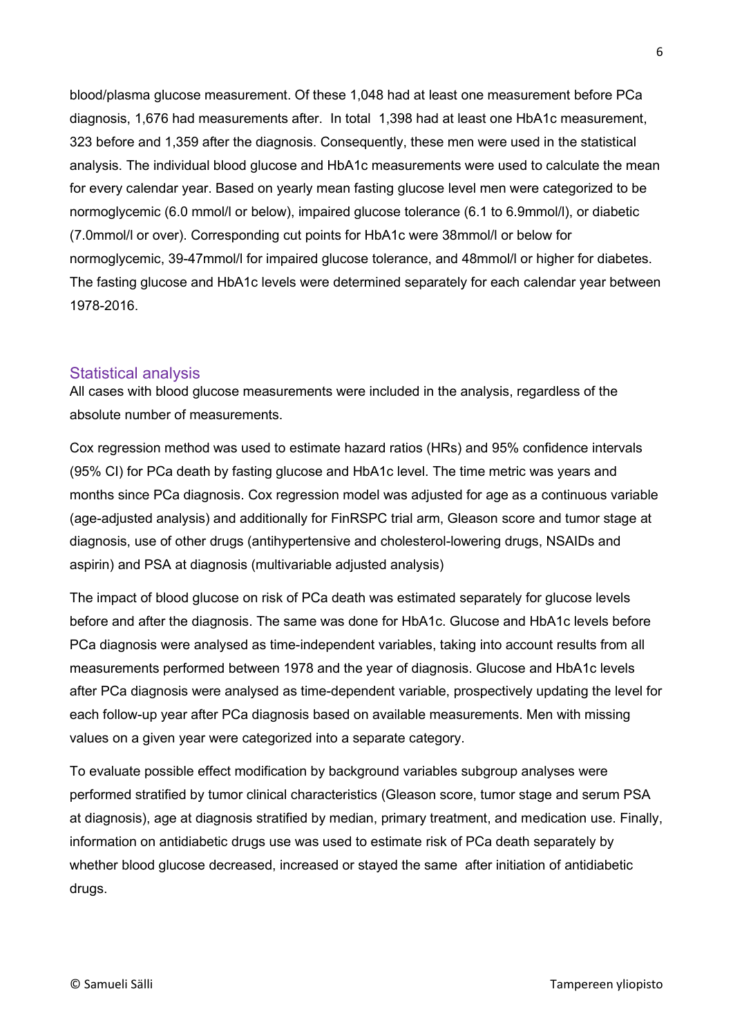blood/plasma glucose measurement. Of these 1,048 had at least one measurement before PCa diagnosis, 1,676 had measurements after. In total 1,398 had at least one HbA1c measurement, 323 before and 1,359 after the diagnosis. Consequently, these men were used in the statistical analysis. The individual blood glucose and HbA1c measurements were used to calculate the mean for every calendar year. Based on yearly mean fasting glucose level men were categorized to be normoglycemic (6.0 mmol/l or below), impaired glucose tolerance (6.1 to 6.9mmol/l), or diabetic (7.0mmol/l or over). Corresponding cut points for HbA1c were 38mmol/l or below for normoglycemic, 39-47mmol/l for impaired glucose tolerance, and 48mmol/l or higher for diabetes. The fasting glucose and HbA1c levels were determined separately for each calendar year between 1978-2016.

## Statistical analysis

All cases with blood glucose measurements were included in the analysis, regardless of the absolute number of measurements.

Cox regression method was used to estimate hazard ratios (HRs) and 95% confidence intervals (95% CI) for PCa death by fasting glucose and HbA1c level. The time metric was years and months since PCa diagnosis. Cox regression model was adjusted for age as a continuous variable (age-adjusted analysis) and additionally for FinRSPC trial arm, Gleason score and tumor stage at diagnosis, use of other drugs (antihypertensive and cholesterol-lowering drugs, NSAIDs and aspirin) and PSA at diagnosis (multivariable adjusted analysis)

The impact of blood glucose on risk of PCa death was estimated separately for glucose levels before and after the diagnosis. The same was done for HbA1c. Glucose and HbA1c levels before PCa diagnosis were analysed as time-independent variables, taking into account results from all measurements performed between 1978 and the year of diagnosis. Glucose and HbA1c levels after PCa diagnosis were analysed as time-dependent variable, prospectively updating the level for each follow-up year after PCa diagnosis based on available measurements. Men with missing values on a given year were categorized into a separate category.

To evaluate possible effect modification by background variables subgroup analyses were performed stratified by tumor clinical characteristics (Gleason score, tumor stage and serum PSA at diagnosis), age at diagnosis stratified by median, primary treatment, and medication use. Finally, information on antidiabetic drugs use was used to estimate risk of PCa death separately by whether blood glucose decreased, increased or stayed the same after initiation of antidiabetic drugs.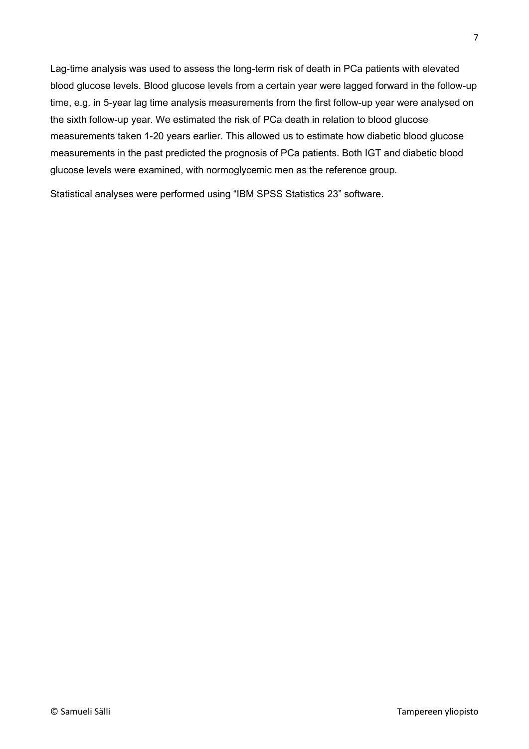Lag-time analysis was used to assess the long-term risk of death in PCa patients with elevated blood glucose levels. Blood glucose levels from a certain year were lagged forward in the follow-up time, e.g. in 5-year lag time analysis measurements from the first follow-up year were analysed on the sixth follow-up year. We estimated the risk of PCa death in relation to blood glucose measurements taken 1-20 years earlier. This allowed us to estimate how diabetic blood glucose measurements in the past predicted the prognosis of PCa patients. Both IGT and diabetic blood glucose levels were examined, with normoglycemic men as the reference group.

Statistical analyses were performed using "IBM SPSS Statistics 23" software.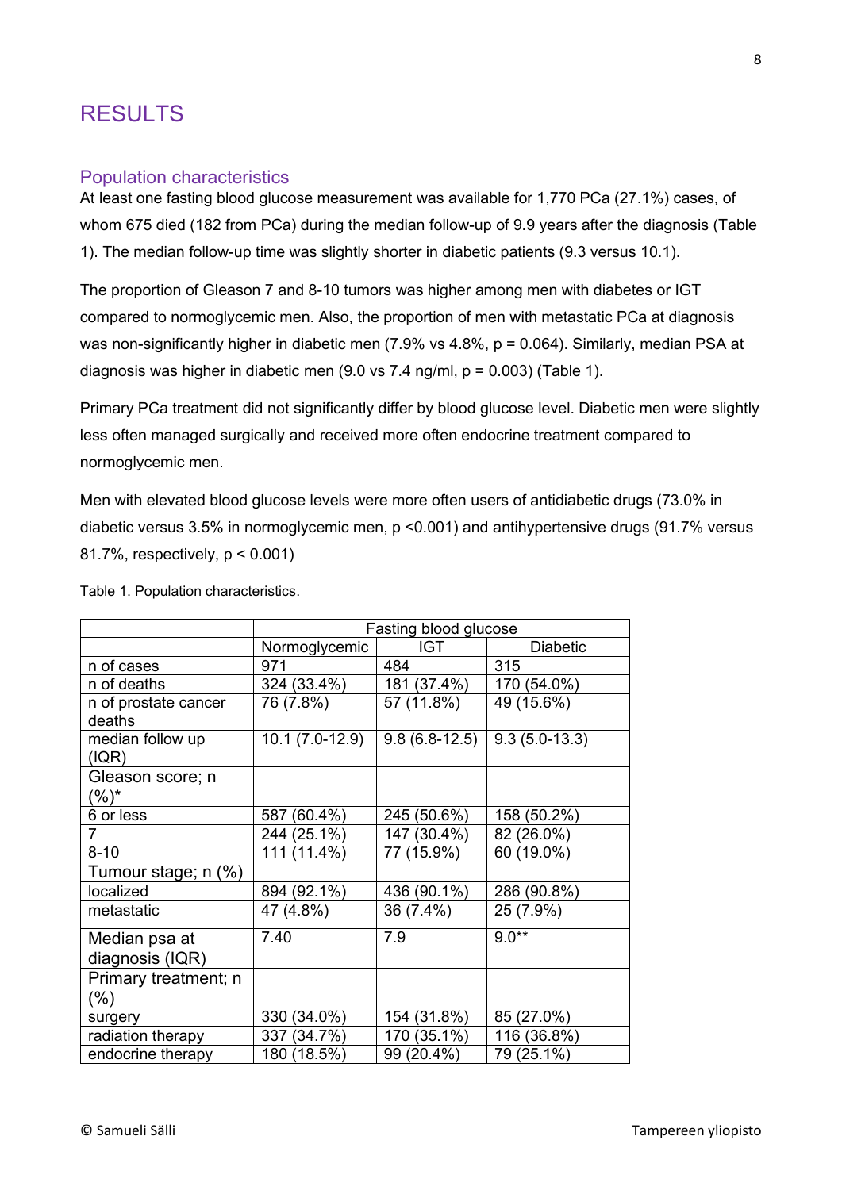# RESULTS

## Population characteristics

At least one fasting blood glucose measurement was available for 1,770 PCa (27.1%) cases, of whom 675 died (182 from PCa) during the median follow-up of 9.9 years after the diagnosis (Table 1). The median follow-up time was slightly shorter in diabetic patients (9.3 versus 10.1).

The proportion of Gleason 7 and 8-10 tumors was higher among men with diabetes or IGT compared to normoglycemic men. Also, the proportion of men with metastatic PCa at diagnosis was non-significantly higher in diabetic men (7.9% vs 4.8%, p = 0.064). Similarly, median PSA at diagnosis was higher in diabetic men (9.0 vs 7.4 ng/ml, p = 0.003) (Table 1).

Primary PCa treatment did not significantly differ by blood glucose level. Diabetic men were slightly less often managed surgically and received more often endocrine treatment compared to normoglycemic men.

Men with elevated blood glucose levels were more often users of antidiabetic drugs (73.0% in diabetic versus 3.5% in normoglycemic men, p <0.001) and antihypertensive drugs (91.7% versus 81.7%, respectively, p < 0.001)

Table 1. Population characteristics.

| | Fasting blood glucose | | |
|---|---|---|---|
| | Normoglycemic | IGT | Diabetic |
| n of cases | 971 | 484 | 315 |
| n of deaths | 324 (33.4%) | 181 (37.4%) | 170 (54.0%) |
| n of prostate cancer deaths | 76 (7.8%) | 57 (11.8%) | 49 (15.6%) |
| median follow up (IQR) | 10.1 (7.0-12.9) | 9.8 (6.8-12.5) | 9.3 (5.0-13.3) |
| Gleason score; n (%)* | | | |
| 6 or less | 587 (60.4%) | 245 (50.6%) | 158 (50.2%) |
| 7 | 244 (25.1%) | 147 (30.4%) | 82 (26.0%) |
| 8-10 | 111 (11.4%) | 77 (15.9%) | 60 (19.0%) |
| Tumour stage; n (%) | | | |
| localized | 894 (92.1%) | 436 (90.1%) | 286 (90.8%) |
| metastatic | 47 (4.8%) | 36 (7.4%) | 25 (7.9%) |
| Median psa at diagnosis (IQR) | 7.40 | 7.9 | 9.0** |
| Primary treatment; n (%) | | | |
| surgery | 330 (34.0%) | 154 (31.8%) | 85 (27.0%) |
| radiation therapy | 337 (34.7%) | 170 (35.1%) | 116 (36.8%) |
| endocrine therapy | 180 (18.5%) | 99 (20.4%) | 79 (25.1%) |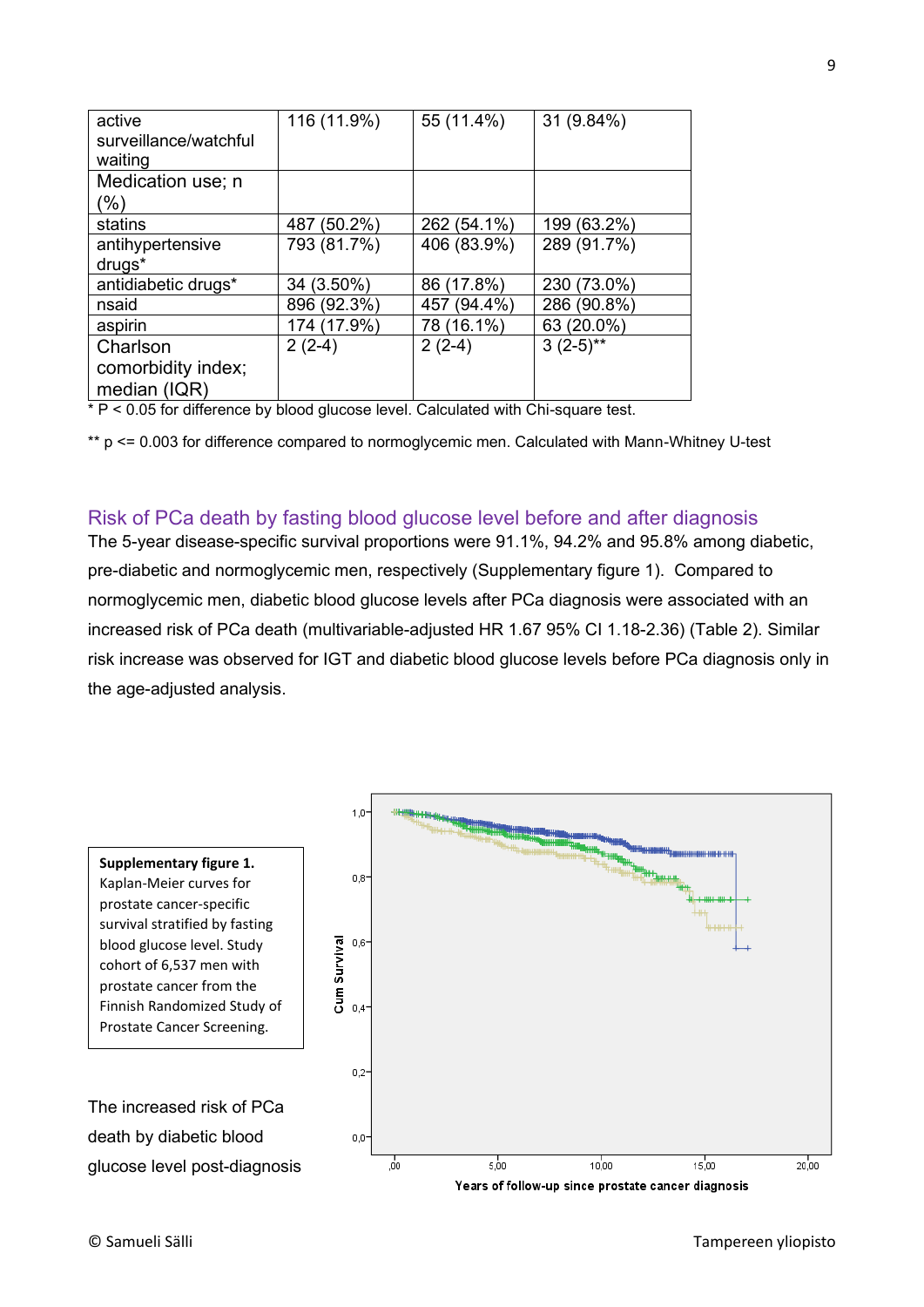| active surveillance/watchful waiting | 116 (11.9%) | 55 (11.4%) | 31 (9.84%) |
|---|---|---|---|
| Medication use; n (%) | | | |
| statins | 487 (50.2%) | 262 (54.1%) | 199 (63.2%) |
| antihypertensive drugs* | 793 (81.7%) | 406 (83.9%) | 289 (91.7%) |
| antidiabetic drugs* | 34 (3.50%) | 86 (17.8%) | 230 (73.0%) |
| nsaid | 896 (92.3%) | 457 (94.4%) | 286 (90.8%) |
| aspirin | 174 (17.9%) | 78 (16.1%) | 63 (20.0%) |
| Charlson comorbidity index; median (IQR) | 2 (2-4) | 2 (2-4) | 3 (2-5)** |

* P < 0.05 for difference by blood glucose level. Calculated with Chi-square test.

** p <= 0.003 for difference compared to normoglycemic men. Calculated with Mann-Whitney U-test

## Risk of PCa death by fasting blood glucose level before and after diagnosis

The 5-year disease-specific survival proportions were 91.1%, 94.2% and 95.8% among diabetic, pre-diabetic and normoglycemic men, respectively (Supplementary figure 1). Compared to normoglycemic men, diabetic blood glucose levels after PCa diagnosis were associated with an increased risk of PCa death (multivariable-adjusted HR 1.67 95% CI 1.18-2.36) (Table 2). Similar risk increase was observed for IGT and diabetic blood glucose levels before PCa diagnosis only in the age-adjusted analysis.

**Supplementary figure 1.** Kaplan-Meier curves for prostate cancer-specific survival stratified by fasting blood glucose level. Study cohort of 6,537 men with prostate cancer from the Finnish Randomized Study of Prostate Cancer Screening.

The increased risk of PCa death by diabetic blood glucose level post-diagnosis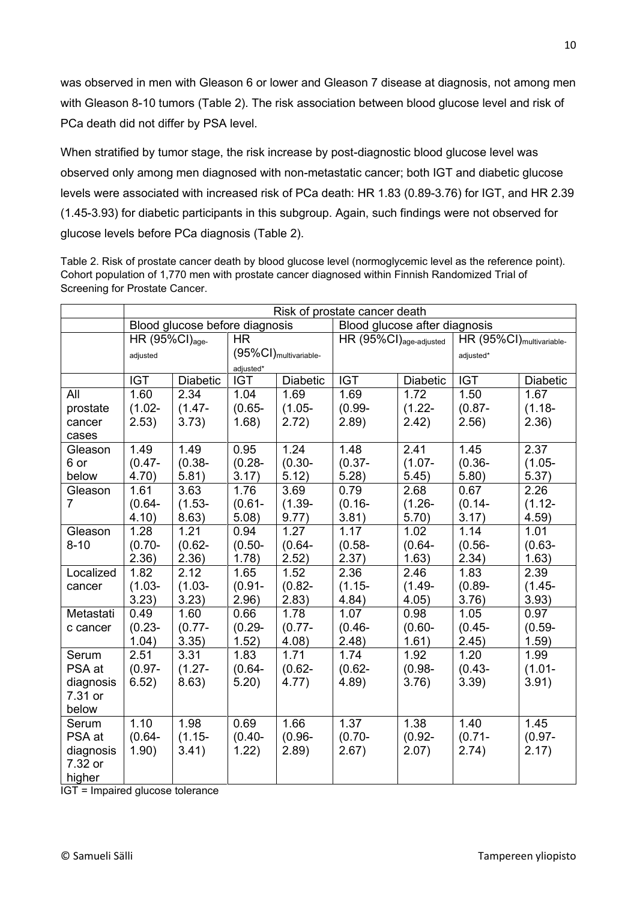was observed in men with Gleason 6 or lower and Gleason 7 disease at diagnosis, not among men with Gleason 8-10 tumors (Table 2). The risk association between blood glucose level and risk of PCa death did not differ by PSA level.

When stratified by tumor stage, the risk increase by post-diagnostic blood glucose level was observed only among men diagnosed with non-metastatic cancer; both IGT and diabetic glucose levels were associated with increased risk of PCa death: HR 1.83 (0.89-3.76) for IGT, and HR 2.39 (1.45-3.93) for diabetic participants in this subgroup. Again, such findings were not observed for glucose levels before PCa diagnosis (Table 2).

Table 2. Risk of prostate cancer death by blood glucose level (normoglycemic level as the reference point). Cohort population of 1,770 men with prostate cancer diagnosed within Finnish Randomized Trial of Screening for Prostate Cancer.

| | Risk of prostate cancer death | | | | | | | |
|---|---|---|---|---|---|---|---|---|
| | Blood glucose before diagnosis | | | | Blood glucose after diagnosis | | | |
| | HR (95%CI)$_{age\text{-}adjusted}$ | | HR (95%CI)$_{multivariable\text{-}adjusted*}$ | | HR (95%CI)$_{age\text{-}adjusted}$ | | HR (95%CI)$_{multivariable\text{-}adjusted*}$ | |
| | IGT | Diabetic | IGT | Diabetic | IGT | Diabetic | IGT | Diabetic |
| All prostate cancer cases | 1.60 (1.02-2.53) | 2.34 (1.47-3.73) | 1.04 (0.65-1.68) | 1.69 (1.05-2.72) | 1.69 (0.99-2.89) | 1.72 (1.22-2.42) | 1.50 (0.87-2.56) | 1.67 (1.18-2.36) |
| Gleason 6 or below | 1.49 (0.47-4.70) | 1.49 (0.38-5.81) | 0.95 (0.28-3.17) | 1.24 (0.30-5.12) | 1.48 (0.37-5.28) | 2.41 (1.07-5.45) | 1.45 (0.36-5.80) | 2.37 (1.05-5.37) |
| Gleason 7 | 1.61 (0.64-4.10) | 3.63 (1.53-8.63) | 1.76 (0.61-5.08) | 3.69 (1.39-9.77) | 0.79 (0.16-3.81) | 2.68 (1.26-5.70) | 0.67 (0.14-3.17) | 2.26 (1.12-4.59) |
| Gleason 8-10 | 1.28 (0.70-2.36) | 1.21 (0.62-2.36) | 0.94 (0.50-1.78) | 1.27 (0.64-2.52) | 1.17 (0.58-2.37) | 1.02 (0.64-1.63) | 1.14 (0.56-2.34) | 1.01 (0.63-1.63) |
| Localized cancer | 1.82 (1.03-3.23) | 2.12 (1.03-3.23) | 1.65 (0.91-2.96) | 1.52 (0.82-2.83) | 2.36 (1.15-4.84) | 2.46 (1.49-4.05) | 1.83 (0.89-3.76) | 2.39 (1.45-3.93) |
| Metastatic cancer | 0.49 (0.23-1.04) | 1.60 (0.77-3.35) | 0.66 (0.29-1.52) | 1.78 (0.77-4.08) | 1.07 (0.46-2.48) | 0.98 (0.60-1.61) | 1.05 (0.45-2.45) | 0.97 (0.59-1.59) |
| Serum PSA at diagnosis 7.31 or below | 2.51 (0.97-6.52) | 3.31 (1.27-8.63) | 1.83 (0.64-5.20) | 1.71 (0.62-4.77) | 1.74 (0.62-4.89) | 1.92 (0.98-3.76) | 1.20 (0.43-3.39) | 1.99 (1.01-3.91) |
| Serum PSA at diagnosis 7.32 or higher | 1.10 (0.64-1.90) | 1.98 (1.15-3.41) | 0.69 (0.40-1.22) | 1.66 (0.96-2.89) | 1.37 (0.70-2.67) | 1.38 (0.92-2.07) | 1.40 (0.71-2.74) | 1.45 (0.97-2.17) |

IGT = Impaired glucose tolerance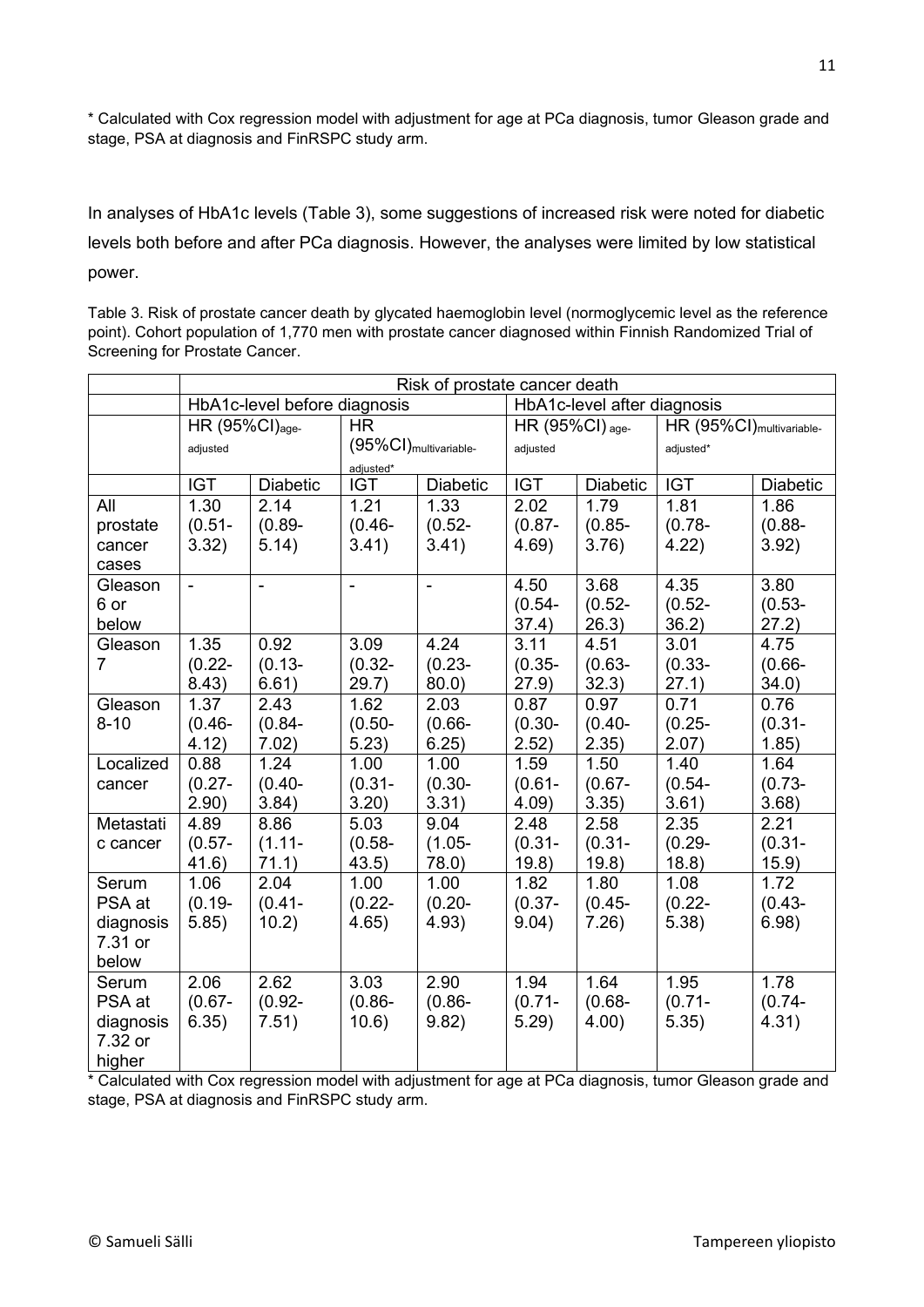\* Calculated with Cox regression model with adjustment for age at PCa diagnosis, tumor Gleason grade and stage, PSA at diagnosis and FinRSPC study arm.

In analyses of HbA1c levels (Table 3), some suggestions of increased risk were noted for diabetic levels both before and after PCa diagnosis. However, the analyses were limited by low statistical power.

Table 3. Risk of prostate cancer death by glycated haemoglobin level (normoglycemic level as the reference point). Cohort population of 1,770 men with prostate cancer diagnosed within Finnish Randomized Trial of Screening for Prostate Cancer.

| | Risk of prostate cancer death | | | | | | | |
|---|---|---|---|---|---|---|---|---|
| | HbA1c-level before diagnosis | | | | HbA1c-level after diagnosis | | | |
| | HR (95%CI)$_{age-adjusted}$ | | HR (95%CI)$_{multivariable-adjusted*}$ | | HR (95%CI)$_{age-adjusted}$ | | HR (95%CI)$_{multivariable-adjusted*}$ | |
| | IGT | Diabetic | IGT | Diabetic | IGT | Diabetic | IGT | Diabetic |
| All prostate cancer cases | 1.30 (0.51-3.32) | 2.14 (0.89-5.14) | 1.21 (0.46-3.41) | 1.33 (0.52-3.41) | 2.02 (0.87-4.69) | 1.79 (0.85-3.76) | 1.81 (0.78-4.22) | 1.86 (0.88-3.92) |
| Gleason 6 or below | - | - | - | - | 4.50 (0.54-37.4) | 3.68 (0.52-26.3) | 4.35 (0.52-36.2) | 3.80 (0.53-27.2) |
| Gleason 7 | 1.35 (0.22-8.43) | 0.92 (0.13-6.61) | 3.09 (0.32-29.7) | 4.24 (0.23-80.0) | 3.11 (0.35-27.9) | 4.51 (0.63-32.3) | 3.01 (0.33-27.1) | 4.75 (0.66-34.0) |
| Gleason 8-10 | 1.37 (0.46-4.12) | 2.43 (0.84-7.02) | 1.62 (0.50-5.23) | 2.03 (0.66-6.25) | 0.87 (0.30-2.52) | 0.97 (0.40-2.35) | 0.71 (0.25-2.07) | 0.76 (0.31-1.85) |
| Localized cancer | 0.88 (0.27-2.90) | 1.24 (0.40-3.84) | 1.00 (0.31-3.20) | 1.00 (0.30-3.31) | 1.59 (0.61-4.09) | 1.50 (0.67-3.35) | 1.40 (0.54-3.61) | 1.64 (0.73-3.68) |
| Metastatic cancer | 4.89 (0.57-41.6) | 8.86 (1.11-71.1) | 5.03 (0.58-43.5) | 9.04 (1.05-78.0) | 2.48 (0.31-19.8) | 2.58 (0.31-19.8) | 2.35 (0.29-18.8) | 2.21 (0.31-15.9) |
| Serum PSA at diagnosis 7.31 or below | 1.06 (0.19-5.85) | 2.04 (0.41-10.2) | 1.00 (0.22-4.65) | 1.00 (0.20-4.93) | 1.82 (0.37-9.04) | 1.80 (0.45-7.26) | 1.08 (0.22-5.38) | 1.72 (0.43-6.98) |
| Serum PSA at diagnosis 7.32 or higher | 2.06 (0.67-6.35) | 2.62 (0.92-7.51) | 3.03 (0.86-10.6) | 2.90 (0.86-9.82) | 1.94 (0.71-5.29) | 1.64 (0.68-4.00) | 1.95 (0.71-5.35) | 1.78 (0.74-4.31) |

\* Calculated with Cox regression model with adjustment for age at PCa diagnosis, tumor Gleason grade and stage, PSA at diagnosis and FinRSPC study arm.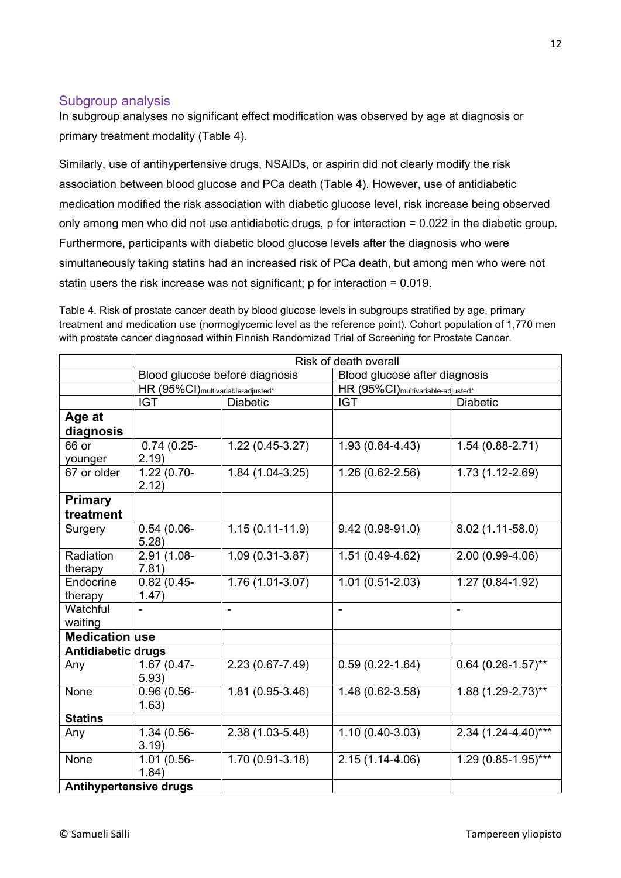## Subgroup analysis

In subgroup analyses no significant effect modification was observed by age at diagnosis or primary treatment modality (Table 4).

Similarly, use of antihypertensive drugs, NSAIDs, or aspirin did not clearly modify the risk association between blood glucose and PCa death (Table 4). However, use of antidiabetic medication modified the risk association with diabetic glucose level, risk increase being observed only among men who did not use antidiabetic drugs, p for interaction = 0.022 in the diabetic group. Furthermore, participants with diabetic blood glucose levels after the diagnosis who were simultaneously taking statins had an increased risk of PCa death, but among men who were not statin users the risk increase was not significant; p for interaction = 0.019.

Table 4. Risk of prostate cancer death by blood glucose levels in subgroups stratified by age, primary treatment and medication use (normoglycemic level as the reference point). Cohort population of 1,770 men with prostate cancer diagnosed within Finnish Randomized Trial of Screening for Prostate Cancer.

| | Risk of death overall | | | |
|---|---|---|---|---|
| | Blood glucose before diagnosis | | Blood glucose after diagnosis | |
| | HR (95%CI)multivariable-adjusted* | | HR (95%CI)multivariable-adjusted* | |
| | IGT | Diabetic | IGT | Diabetic |
| **Age at diagnosis** | | | | |
| 66 or younger | 0.74 (0.25-2.19) | 1.22 (0.45-3.27) | 1.93 (0.84-4.43) | 1.54 (0.88-2.71) |
| 67 or older | 1.22 (0.70-2.12) | 1.84 (1.04-3.25) | 1.26 (0.62-2.56) | 1.73 (1.12-2.69) |
| **Primary treatment** | | | | |
| Surgery | 0.54 (0.06-5.28) | 1.15 (0.11-11.9) | 9.42 (0.98-91.0) | 8.02 (1.11-58.0) |
| Radiation therapy | 2.91 (1.08-7.81) | 1.09 (0.31-3.87) | 1.51 (0.49-4.62) | 2.00 (0.99-4.06) |
| Endocrine therapy | 0.82 (0.45-1.47) | 1.76 (1.01-3.07) | 1.01 (0.51-2.03) | 1.27 (0.84-1.92) |
| Watchful waiting | - | - | - | - |
| **Medication use** | | | | |
| **Antidiabetic drugs** | | | | |
| Any | 1.67 (0.47-5.93) | 2.23 (0.67-7.49) | 0.59 (0.22-1.64) | 0.64 (0.26-1.57)** |
| None | 0.96 (0.56-1.63) | 1.81 (0.95-3.46) | 1.48 (0.62-3.58) | 1.88 (1.29-2.73)** |
| **Statins** | | | | |
| Any | 1.34 (0.56-3.19) | 2.38 (1.03-5.48) | 1.10 (0.40-3.03) | 2.34 (1.24-4.40)*** |
| None | 1.01 (0.56-1.84) | 1.70 (0.91-3.18) | 2.15 (1.14-4.06) | 1.29 (0.85-1.95)*** |
| **Antihypertensive drugs** | | | | |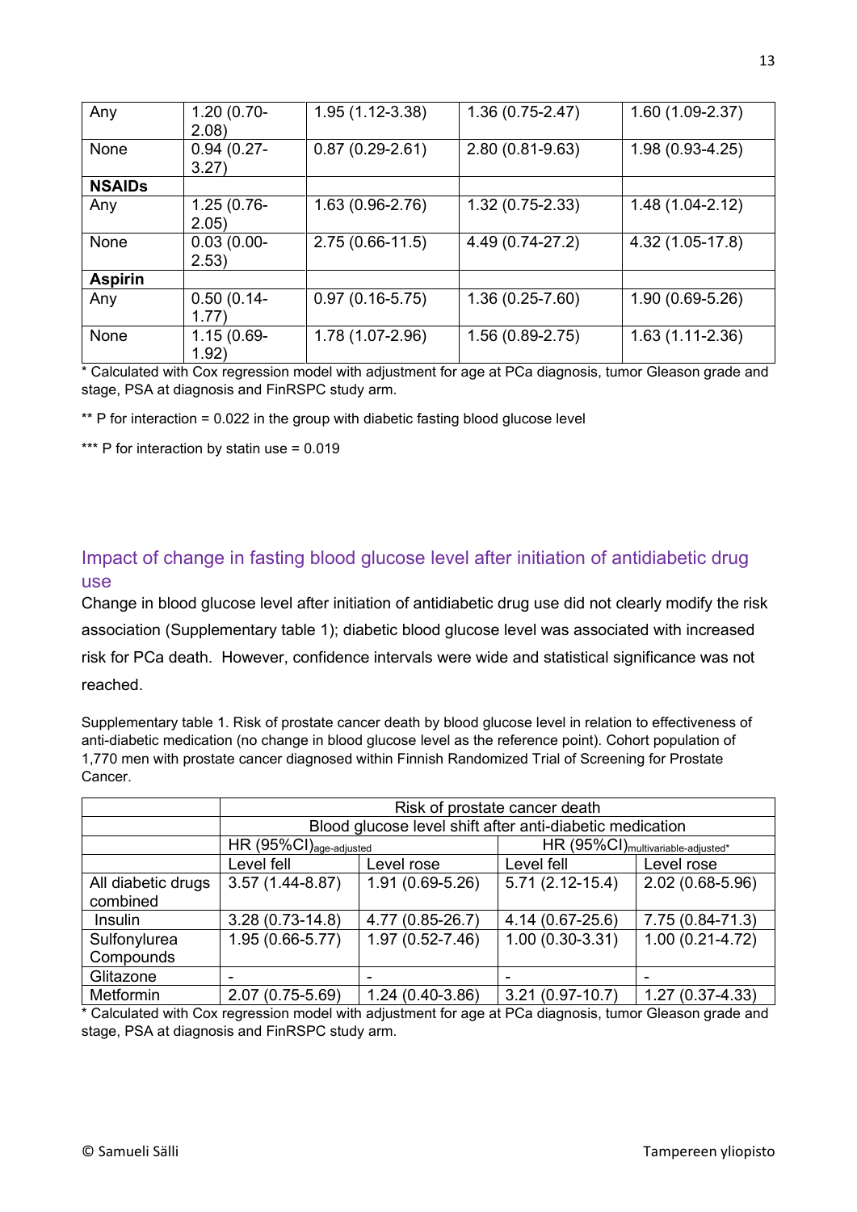| | | | | |
|---|---|---|---|---|
| Any | 1.20 (0.70-2.08) | 1.95 (1.12-3.38) | 1.36 (0.75-2.47) | 1.60 (1.09-2.37) |
| None | 0.94 (0.27-3.27) | 0.87 (0.29-2.61) | 2.80 (0.81-9.63) | 1.98 (0.93-4.25) |
| **NSAIDs** | | | | |
| Any | 1.25 (0.76-2.05) | 1.63 (0.96-2.76) | 1.32 (0.75-2.33) | 1.48 (1.04-2.12) |
| None | 0.03 (0.00-2.53) | 2.75 (0.66-11.5) | 4.49 (0.74-27.2) | 4.32 (1.05-17.8) |
| **Aspirin** | | | | |
| Any | 0.50 (0.14-1.77) | 0.97 (0.16-5.75) | 1.36 (0.25-7.60) | 1.90 (0.69-5.26) |
| None | 1.15 (0.69-1.92) | 1.78 (1.07-2.96) | 1.56 (0.89-2.75) | 1.63 (1.11-2.36) |

* Calculated with Cox regression model with adjustment for age at PCa diagnosis, tumor Gleason grade and stage, PSA at diagnosis and FinRSPC study arm.

** P for interaction = 0.022 in the group with diabetic fasting blood glucose level

*** P for interaction by statin use = 0.019

## Impact of change in fasting blood glucose level after initiation of antidiabetic drug use

Change in blood glucose level after initiation of antidiabetic drug use did not clearly modify the risk association (Supplementary table 1); diabetic blood glucose level was associated with increased risk for PCa death. However, confidence intervals were wide and statistical significance was not reached.

Supplementary table 1. Risk of prostate cancer death by blood glucose level in relation to effectiveness of anti-diabetic medication (no change in blood glucose level as the reference point). Cohort population of 1,770 men with prostate cancer diagnosed within Finnish Randomized Trial of Screening for Prostate Cancer.

| | Risk of prostate cancer death | | | |
|---|---|---|---|---|
| | Blood glucose level shift after anti-diabetic medication | | | |
| | HR (95%CI)$_{age\text{-}adjusted}$ | | HR (95%CI)$_{multivariable\text{-}adjusted*}$ | |
| | Level fell | Level rose | Level fell | Level rose |
| All diabetic drugs combined | 3.57 (1.44-8.87) | 1.91 (0.69-5.26) | 5.71 (2.12-15.4) | 2.02 (0.68-5.96) |
| Insulin | 3.28 (0.73-14.8) | 4.77 (0.85-26.7) | 4.14 (0.67-25.6) | 7.75 (0.84-71.3) |
| Sulfonylurea Compounds | 1.95 (0.66-5.77) | 1.97 (0.52-7.46) | 1.00 (0.30-3.31) | 1.00 (0.21-4.72) |
| Glitazone | - | - | - | - |
| Metformin | 2.07 (0.75-5.69) | 1.24 (0.40-3.86) | 3.21 (0.97-10.7) | 1.27 (0.37-4.33) |

* Calculated with Cox regression model with adjustment for age at PCa diagnosis, tumor Gleason grade and stage, PSA at diagnosis and FinRSPC study arm.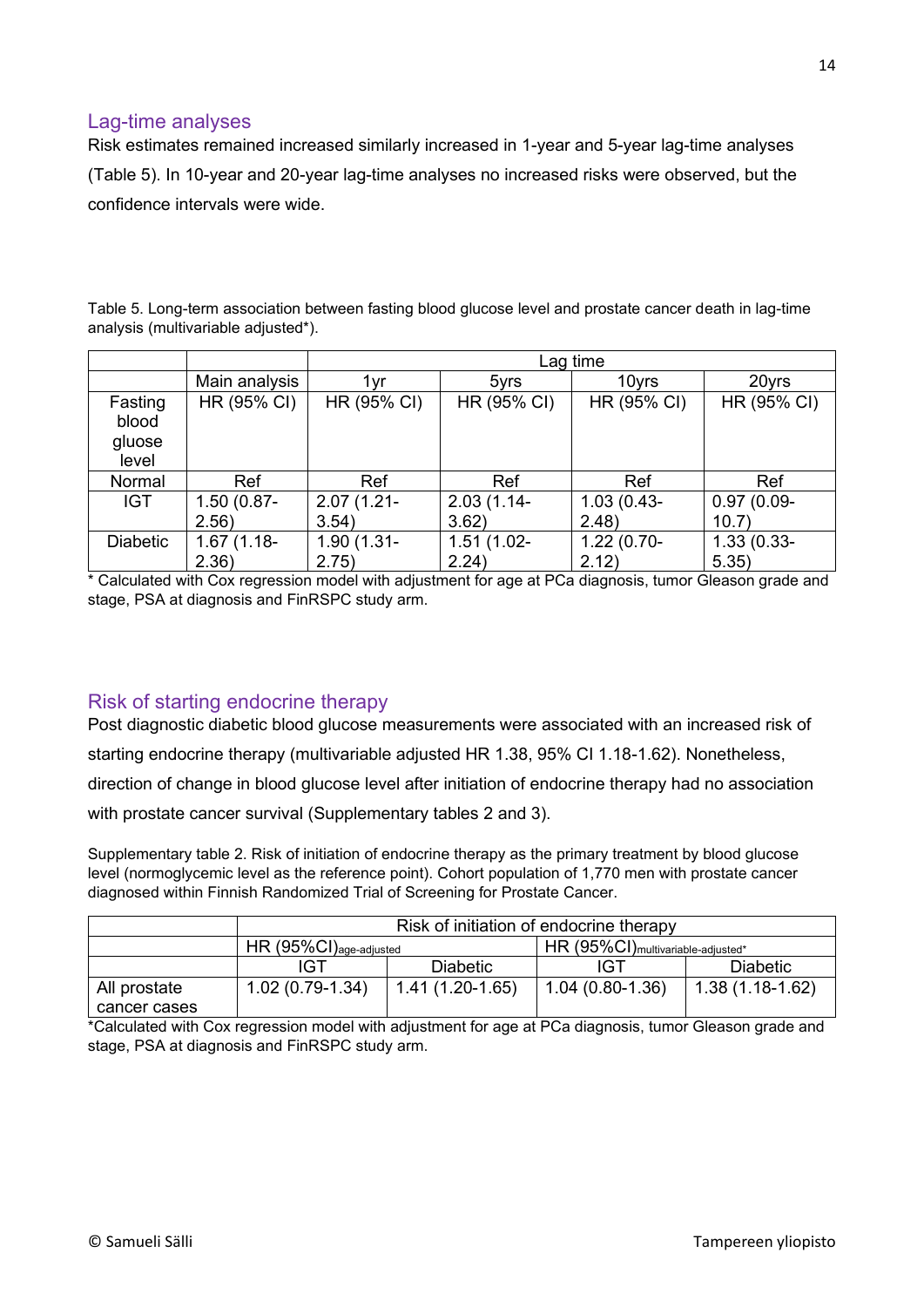## Lag-time analyses

Risk estimates remained increased similarly increased in 1-year and 5-year lag-time analyses (Table 5). In 10-year and 20-year lag-time analyses no increased risks were observed, but the confidence intervals were wide.

Table 5. Long-term association between fasting blood glucose level and prostate cancer death in lag-time analysis (multivariable adjusted*).

| | | Lag time | | | |
|---|---|---|---|---|---|
| | Main analysis | 1yr | 5yrs | 10yrs | 20yrs |
| Fasting blood gluose level | HR (95% CI) | HR (95% CI) | HR (95% CI) | HR (95% CI) | HR (95% CI) |
| Normal | Ref | Ref | Ref | Ref | Ref |
| IGT | 1.50 (0.87-2.56) | 2.07 (1.21-3.54) | 2.03 (1.14-3.62) | 1.03 (0.43-2.48) | 0.97 (0.09-10.7) |
| Diabetic | 1.67 (1.18-2.36) | 1.90 (1.31-2.75) | 1.51 (1.02-2.24) | 1.22 (0.70-2.12) | 1.33 (0.33-5.35) |

\* Calculated with Cox regression model with adjustment for age at PCa diagnosis, tumor Gleason grade and stage, PSA at diagnosis and FinRSPC study arm.

## Risk of starting endocrine therapy

Post diagnostic diabetic blood glucose measurements were associated with an increased risk of starting endocrine therapy (multivariable adjusted HR 1.38, 95% CI 1.18-1.62). Nonetheless, direction of change in blood glucose level after initiation of endocrine therapy had no association with prostate cancer survival (Supplementary tables 2 and 3).

Supplementary table 2. Risk of initiation of endocrine therapy as the primary treatment by blood glucose level (normoglycemic level as the reference point). Cohort population of 1,770 men with prostate cancer diagnosed within Finnish Randomized Trial of Screening for Prostate Cancer.

| | Risk of initiation of endocrine therapy | | | |
|---|---|---|---|---|
| | $HR\ (95\%CI)_{age\text{-}adjusted}$ | | $HR\ (95\%CI)_{multivariable\text{-}adjusted*}$ | |
| | IGT | Diabetic | IGT | Diabetic |
| All prostate cancer cases | 1.02 (0.79-1.34) | 1.41 (1.20-1.65) | 1.04 (0.80-1.36) | 1.38 (1.18-1.62) |

*Calculated with Cox regression model with adjustment for age at PCa diagnosis, tumor Gleason grade and stage, PSA at diagnosis and FinRSPC study arm.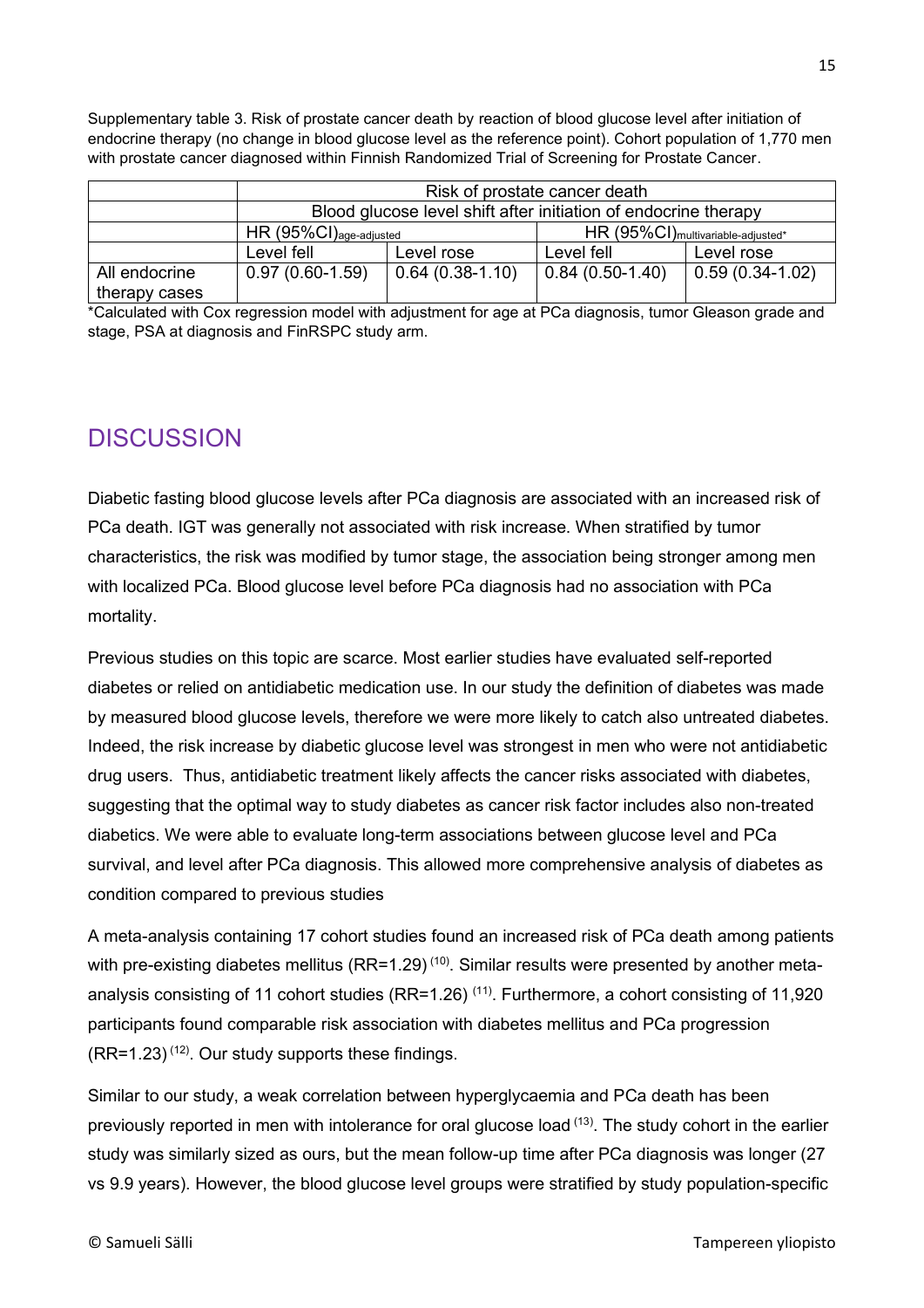Supplementary table 3. Risk of prostate cancer death by reaction of blood glucose level after initiation of endocrine therapy (no change in blood glucose level as the reference point). Cohort population of 1,770 men with prostate cancer diagnosed within Finnish Randomized Trial of Screening for Prostate Cancer.

| | Risk of prostate cancer death | | | |
|---|---|---|---|---|
| | Blood glucose level shift after initiation of endocrine therapy | | | |
| | HR (95%CI)$_{age\text{-}adjusted}$ | | HR (95%CI)$_{multivariable\text{-}adjusted*}$ | |
| | Level fell | Level rose | Level fell | Level rose |
| All endocrine therapy cases | 0.97 (0.60-1.59) | 0.64 (0.38-1.10) | 0.84 (0.50-1.40) | 0.59 (0.34-1.02) |

*Calculated with Cox regression model with adjustment for age at PCa diagnosis, tumor Gleason grade and stage, PSA at diagnosis and FinRSPC study arm.

# DISCUSSION

Diabetic fasting blood glucose levels after PCa diagnosis are associated with an increased risk of PCa death. IGT was generally not associated with risk increase. When stratified by tumor characteristics, the risk was modified by tumor stage, the association being stronger among men with localized PCa. Blood glucose level before PCa diagnosis had no association with PCa mortality.

Previous studies on this topic are scarce. Most earlier studies have evaluated self-reported diabetes or relied on antidiabetic medication use. In our study the definition of diabetes was made by measured blood glucose levels, therefore we were more likely to catch also untreated diabetes. Indeed, the risk increase by diabetic glucose level was strongest in men who were not antidiabetic drug users. Thus, antidiabetic treatment likely affects the cancer risks associated with diabetes, suggesting that the optimal way to study diabetes as cancer risk factor includes also non-treated diabetics. We were able to evaluate long-term associations between glucose level and PCa survival, and level after PCa diagnosis. This allowed more comprehensive analysis of diabetes as condition compared to previous studies

A meta-analysis containing 17 cohort studies found an increased risk of PCa death among patients with pre-existing diabetes mellitus (RR=1.29)[10]. Similar results were presented by another meta-analysis consisting of 11 cohort studies (RR=1.26)[11]. Furthermore, a cohort consisting of 11,920 participants found comparable risk association with diabetes mellitus and PCa progression (RR=1.23)[12]. Our study supports these findings.

Similar to our study, a weak correlation between hyperglycaemia and PCa death has been previously reported in men with intolerance for oral glucose load[13]. The study cohort in the earlier study was similarly sized as ours, but the mean follow-up time after PCa diagnosis was longer (27 vs 9.9 years). However, the blood glucose level groups were stratified by study population-specific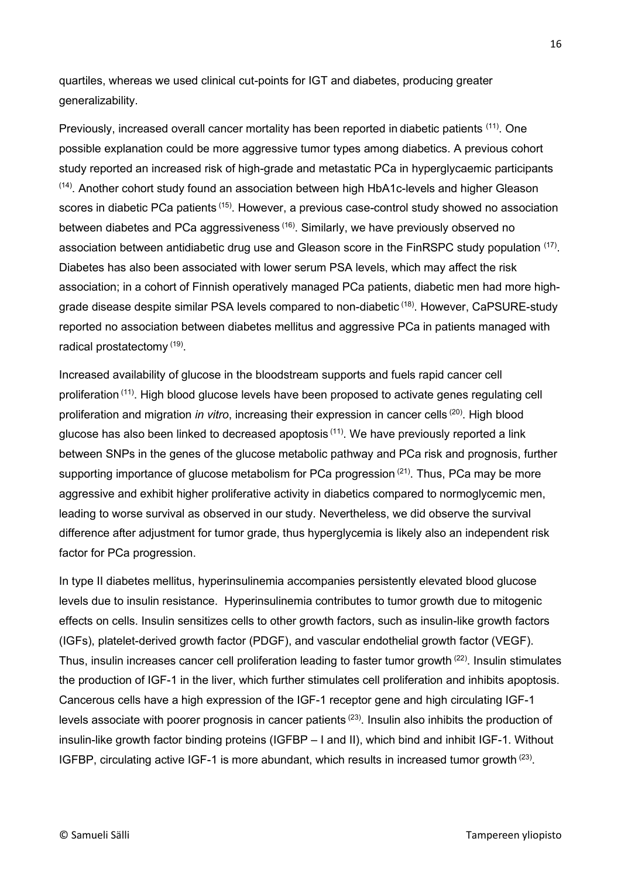quartiles, whereas we used clinical cut-points for IGT and diabetes, producing greater generalizability.

Previously, increased overall cancer mortality has been reported in diabetic patients [11]. One possible explanation could be more aggressive tumor types among diabetics. A previous cohort study reported an increased risk of high-grade and metastatic PCa in hyperglycaemic participants [14]. Another cohort study found an association between high HbA1c-levels and higher Gleason scores in diabetic PCa patients [15]. However, a previous case-control study showed no association between diabetes and PCa aggressiveness [16]. Similarly, we have previously observed no association between antidiabetic drug use and Gleason score in the FinRSPC study population [17]. Diabetes has also been associated with lower serum PSA levels, which may affect the risk association; in a cohort of Finnish operatively managed PCa patients, diabetic men had more high-grade disease despite similar PSA levels compared to non-diabetic [18]. However, CaPSURE-study reported no association between diabetes mellitus and aggressive PCa in patients managed with radical prostatectomy [19].

Increased availability of glucose in the bloodstream supports and fuels rapid cancer cell proliferation [11]. High blood glucose levels have been proposed to activate genes regulating cell proliferation and migration *in vitro*, increasing their expression in cancer cells [20]. High blood glucose has also been linked to decreased apoptosis [11]. We have previously reported a link between SNPs in the genes of the glucose metabolic pathway and PCa risk and prognosis, further supporting importance of glucose metabolism for PCa progression [21]. Thus, PCa may be more aggressive and exhibit higher proliferative activity in diabetics compared to normoglycemic men, leading to worse survival as observed in our study. Nevertheless, we did observe the survival difference after adjustment for tumor grade, thus hyperglycemia is likely also an independent risk factor for PCa progression.

In type II diabetes mellitus, hyperinsulinemia accompanies persistently elevated blood glucose levels due to insulin resistance. Hyperinsulinemia contributes to tumor growth due to mitogenic effects on cells. Insulin sensitizes cells to other growth factors, such as insulin-like growth factors (IGFs), platelet-derived growth factor (PDGF), and vascular endothelial growth factor (VEGF). Thus, insulin increases cancer cell proliferation leading to faster tumor growth [22]. Insulin stimulates the production of IGF-1 in the liver, which further stimulates cell proliferation and inhibits apoptosis. Cancerous cells have a high expression of the IGF-1 receptor gene and high circulating IGF-1 levels associate with poorer prognosis in cancer patients [23]. Insulin also inhibits the production of insulin-like growth factor binding proteins (IGFBP – I and II), which bind and inhibit IGF-1. Without IGFBP, circulating active IGF-1 is more abundant, which results in increased tumor growth [23].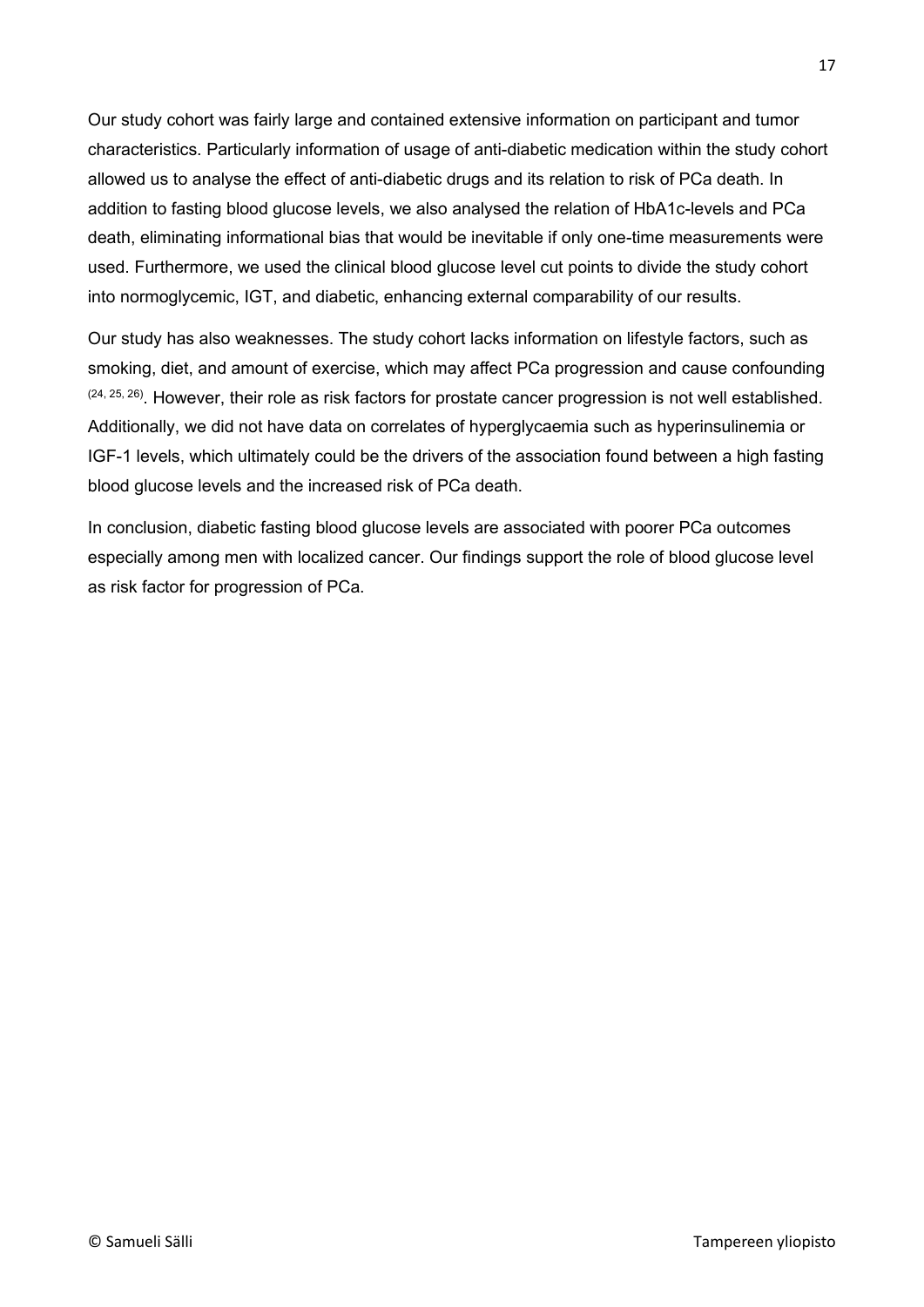Our study cohort was fairly large and contained extensive information on participant and tumor characteristics. Particularly information of usage of anti-diabetic medication within the study cohort allowed us to analyse the effect of anti-diabetic drugs and its relation to risk of PCa death. In addition to fasting blood glucose levels, we also analysed the relation of HbA1c-levels and PCa death, eliminating informational bias that would be inevitable if only one-time measurements were used. Furthermore, we used the clinical blood glucose level cut points to divide the study cohort into normoglycemic, IGT, and diabetic, enhancing external comparability of our results.

Our study has also weaknesses. The study cohort lacks information on lifestyle factors, such as smoking, diet, and amount of exercise, which may affect PCa progression and cause confounding [24, 25, 26]. However, their role as risk factors for prostate cancer progression is not well established. Additionally, we did not have data on correlates of hyperglycaemia such as hyperinsulinemia or IGF-1 levels, which ultimately could be the drivers of the association found between a high fasting blood glucose levels and the increased risk of PCa death.

In conclusion, diabetic fasting blood glucose levels are associated with poorer PCa outcomes especially among men with localized cancer. Our findings support the role of blood glucose level as risk factor for progression of PCa.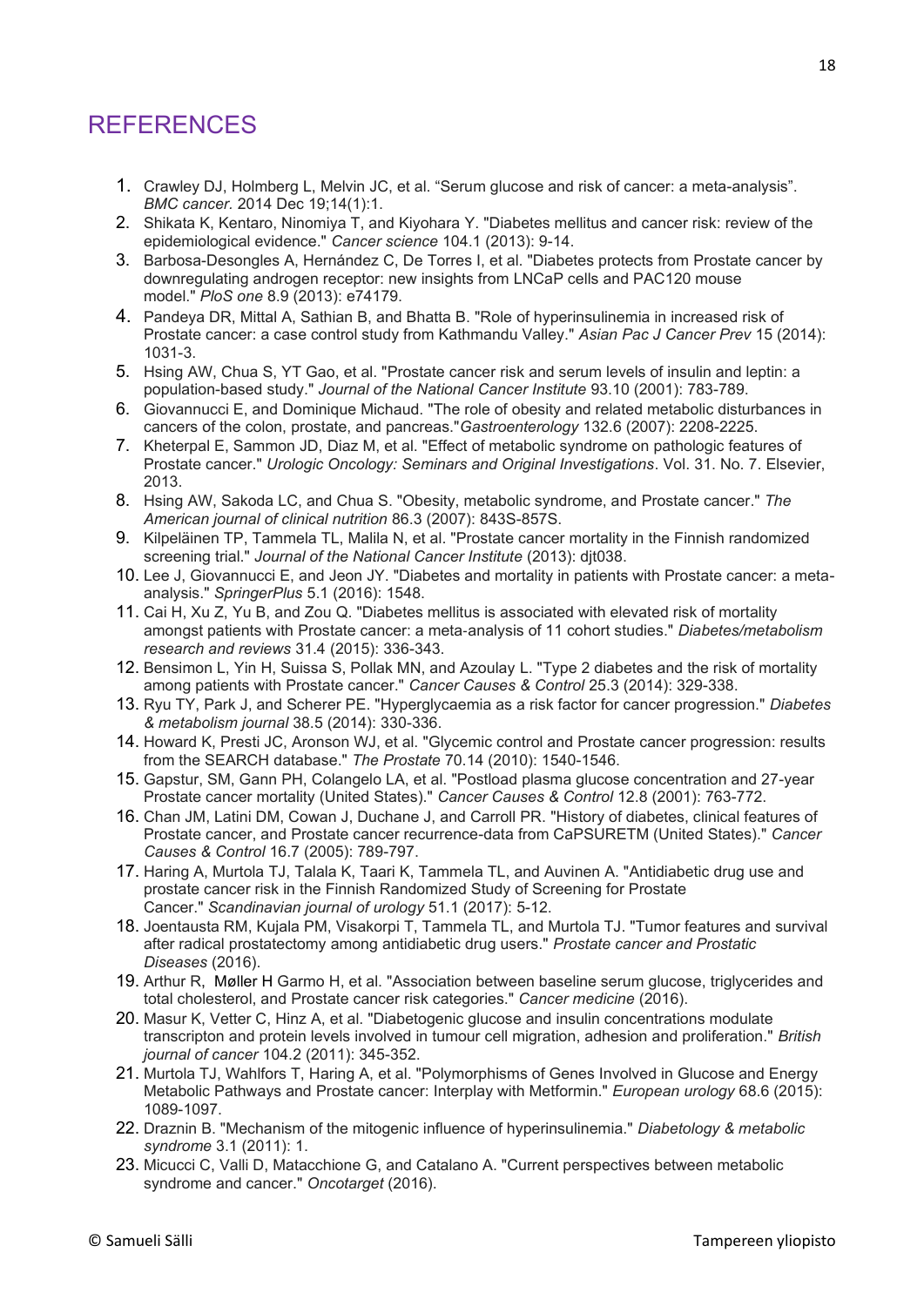# REFERENCES

1. Crawley DJ, Holmberg L, Melvin JC, et al. “Serum glucose and risk of cancer: a meta-analysis”. *BMC cancer.* 2014 Dec 19;14(1):1.
2. Shikata K, Kentaro, Ninomiya T, and Kiyohara Y. "Diabetes mellitus and cancer risk: review of the epidemiological evidence." *Cancer science* 104.1 (2013): 9-14.
3. Barbosa-Desongles A, Hernández C, De Torres I, et al. "Diabetes protects from Prostate cancer by downregulating androgen receptor: new insights from LNCaP cells and PAC120 mouse model." *PloS one* 8.9 (2013): e74179.
4. Pandeya DR, Mittal A, Sathian B, and Bhatta B. "Role of hyperinsulinemia in increased risk of Prostate cancer: a case control study from Kathmandu Valley." *Asian Pac J Cancer Prev* 15 (2014): 1031-3.
5. Hsing AW, Chua S, YT Gao, et al. "Prostate cancer risk and serum levels of insulin and leptin: a population-based study." *Journal of the National Cancer Institute* 93.10 (2001): 783-789.
6. Giovannucci E, and Dominique Michaud. "The role of obesity and related metabolic disturbances in cancers of the colon, prostate, and pancreas."*Gastroenterology* 132.6 (2007): 2208-2225.
7. Kheterpal E, Sammon JD, Diaz M, et al. "Effect of metabolic syndrome on pathologic features of Prostate cancer." *Urologic Oncology: Seminars and Original Investigations*. Vol. 31. No. 7. Elsevier, 2013.
8. Hsing AW, Sakoda LC, and Chua S. "Obesity, metabolic syndrome, and Prostate cancer." *The American journal of clinical nutrition* 86.3 (2007): 843S-857S.
9. Kilpeläinen TP, Tammela TL, Malila N, et al. "Prostate cancer mortality in the Finnish randomized screening trial." *Journal of the National Cancer Institute* (2013): djt038.
10. Lee J, Giovannucci E, and Jeon JY. "Diabetes and mortality in patients with Prostate cancer: a meta-analysis." *SpringerPlus* 5.1 (2016): 1548.
11. Cai H, Xu Z, Yu B, and Zou Q. "Diabetes mellitus is associated with elevated risk of mortality amongst patients with Prostate cancer: a meta-analysis of 11 cohort studies." *Diabetes/metabolism research and reviews* 31.4 (2015): 336-343.
12. Bensimon L, Yin H, Suissa S, Pollak MN, and Azoulay L. "Type 2 diabetes and the risk of mortality among patients with Prostate cancer." *Cancer Causes & Control* 25.3 (2014): 329-338.
13. Ryu TY, Park J, and Scherer PE. "Hyperglycaemia as a risk factor for cancer progression." *Diabetes & metabolism journal* 38.5 (2014): 330-336.
14. Howard K, Presti JC, Aronson WJ, et al. "Glycemic control and Prostate cancer progression: results from the SEARCH database." *The Prostate* 70.14 (2010): 1540-1546.
15. Gapstur, SM, Gann PH, Colangelo LA, et al. "Postload plasma glucose concentration and 27-year Prostate cancer mortality (United States)." *Cancer Causes & Control* 12.8 (2001): 763-772.
16. Chan JM, Latini DM, Cowan J, Duchane J, and Carroll PR. "History of diabetes, clinical features of Prostate cancer, and Prostate cancer recurrence-data from CaPSURETM (United States)." *Cancer Causes & Control* 16.7 (2005): 789-797.
17. Haring A, Murtola TJ, Talala K, Taari K, Tammela TL, and Auvinen A. "Antidiabetic drug use and prostate cancer risk in the Finnish Randomized Study of Screening for Prostate Cancer." *Scandinavian journal of urology* 51.1 (2017): 5-12.
18. Joentausta RM, Kujala PM, Visakorpi T, Tammela TL, and Murtola TJ. "Tumor features and survival after radical prostatectomy among antidiabetic drug users." *Prostate cancer and Prostatic Diseases* (2016).
19. Arthur R, Møller H Garmo H, et al. "Association between baseline serum glucose, triglycerides and total cholesterol, and Prostate cancer risk categories." *Cancer medicine* (2016).
20. Masur K, Vetter C, Hinz A, et al. "Diabetogenic glucose and insulin concentrations modulate transcripton and protein levels involved in tumour cell migration, adhesion and proliferation." *British journal of cancer* 104.2 (2011): 345-352.
21. Murtola TJ, Wahlfors T, Haring A, et al. "Polymorphisms of Genes Involved in Glucose and Energy Metabolic Pathways and Prostate cancer: Interplay with Metformin." *European urology* 68.6 (2015): 1089-1097.
22. Draznin B. "Mechanism of the mitogenic influence of hyperinsulinemia." *Diabetology & metabolic syndrome* 3.1 (2011): 1.
23. Micucci C, Valli D, Matacchione G, and Catalano A. "Current perspectives between metabolic syndrome and cancer." *Oncotarget* (2016).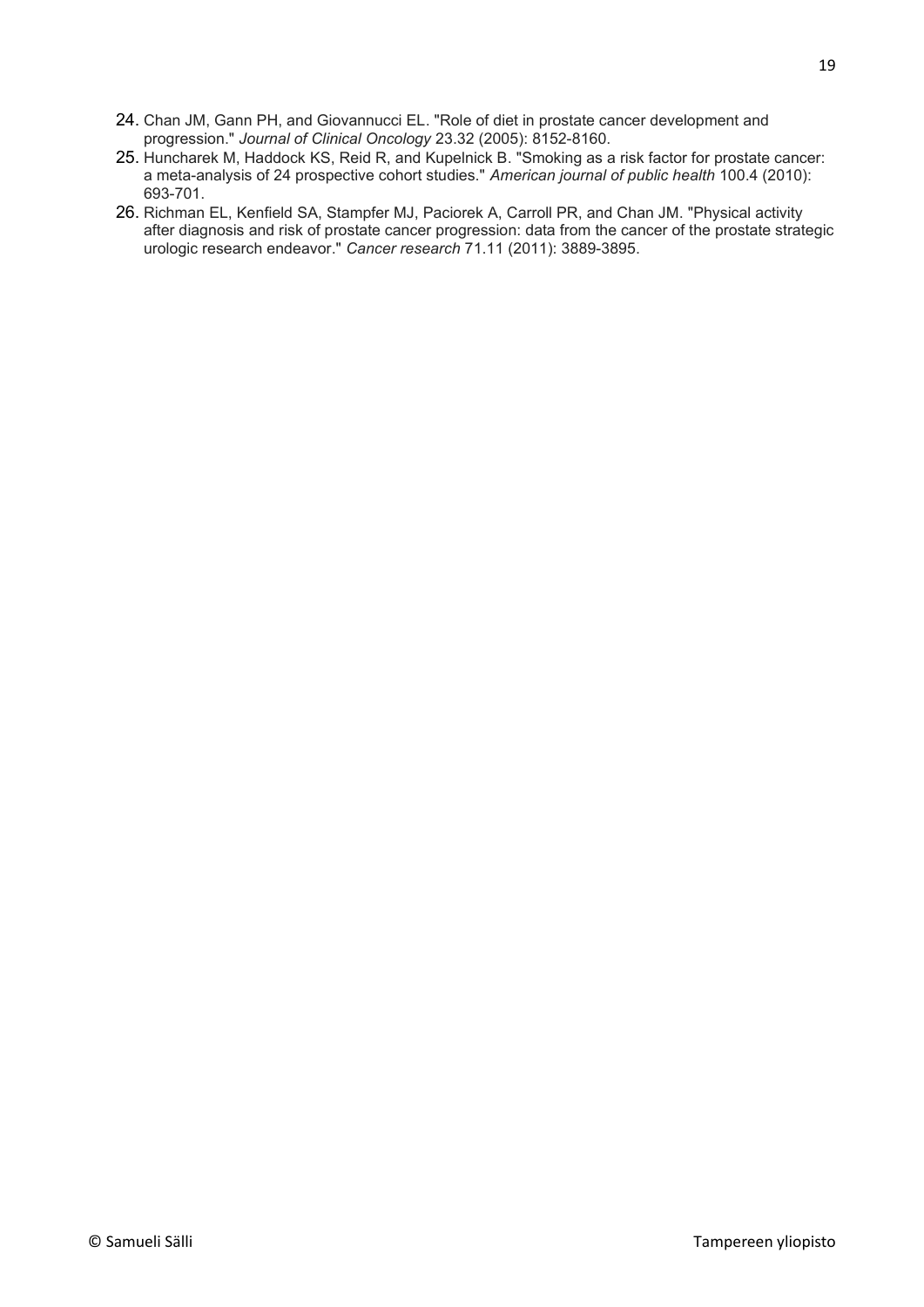24. Chan JM, Gann PH, and Giovannucci EL. "Role of diet in prostate cancer development and progression." *Journal of Clinical Oncology* 23.32 (2005): 8152-8160.
25. Huncharek M, Haddock KS, Reid R, and Kupelnick B. "Smoking as a risk factor for prostate cancer: a meta-analysis of 24 prospective cohort studies." *American journal of public health* 100.4 (2010): 693-701.
26. Richman EL, Kenfield SA, Stampfer MJ, Paciorek A, Carroll PR, and Chan JM. "Physical activity after diagnosis and risk of prostate cancer progression: data from the cancer of the prostate strategic urologic research endeavor." *Cancer research* 71.11 (2011): 3889-3895.